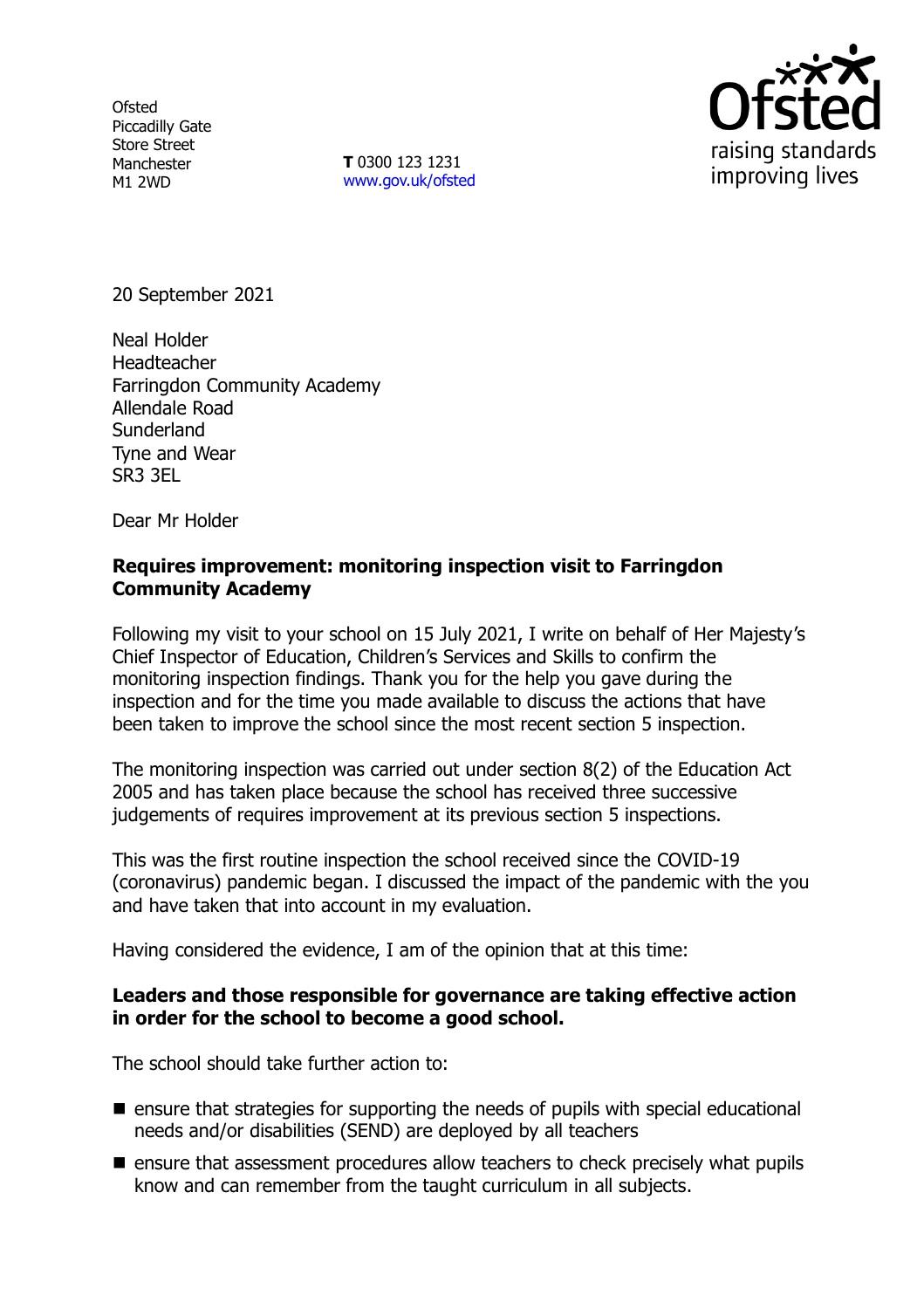Ofsted
Piccadilly Gate
Store Street
Manchester
M1 2WD

**T** 0300 123 1231
www.gov.uk/ofsted

20 September 2021

Neal Holder
Headteacher
Farringdon Community Academy
Allendale Road
Sunderland
Tyne and Wear
SR3 3EL

Dear Mr Holder

**Requires improvement: monitoring inspection visit to Farringdon Community Academy**

Following my visit to your school on 15 July 2021, I write on behalf of Her Majesty's Chief Inspector of Education, Children's Services and Skills to confirm the monitoring inspection findings. Thank you for the help you gave during the inspection and for the time you made available to discuss the actions that have been taken to improve the school since the most recent section 5 inspection.

The monitoring inspection was carried out under section 8(2) of the Education Act 2005 and has taken place because the school has received three successive judgements of requires improvement at its previous section 5 inspections.

This was the first routine inspection the school received since the COVID-19 (coronavirus) pandemic began. I discussed the impact of the pandemic with the you and have taken that into account in my evaluation.

Having considered the evidence, I am of the opinion that at this time:

**Leaders and those responsible for governance are taking effective action in order for the school to become a good school.**

The school should take further action to:

- ensure that strategies for supporting the needs of pupils with special educational needs and/or disabilities (SEND) are deployed by all teachers
- ensure that assessment procedures allow teachers to check precisely what pupils know and can remember from the taught curriculum in all subjects.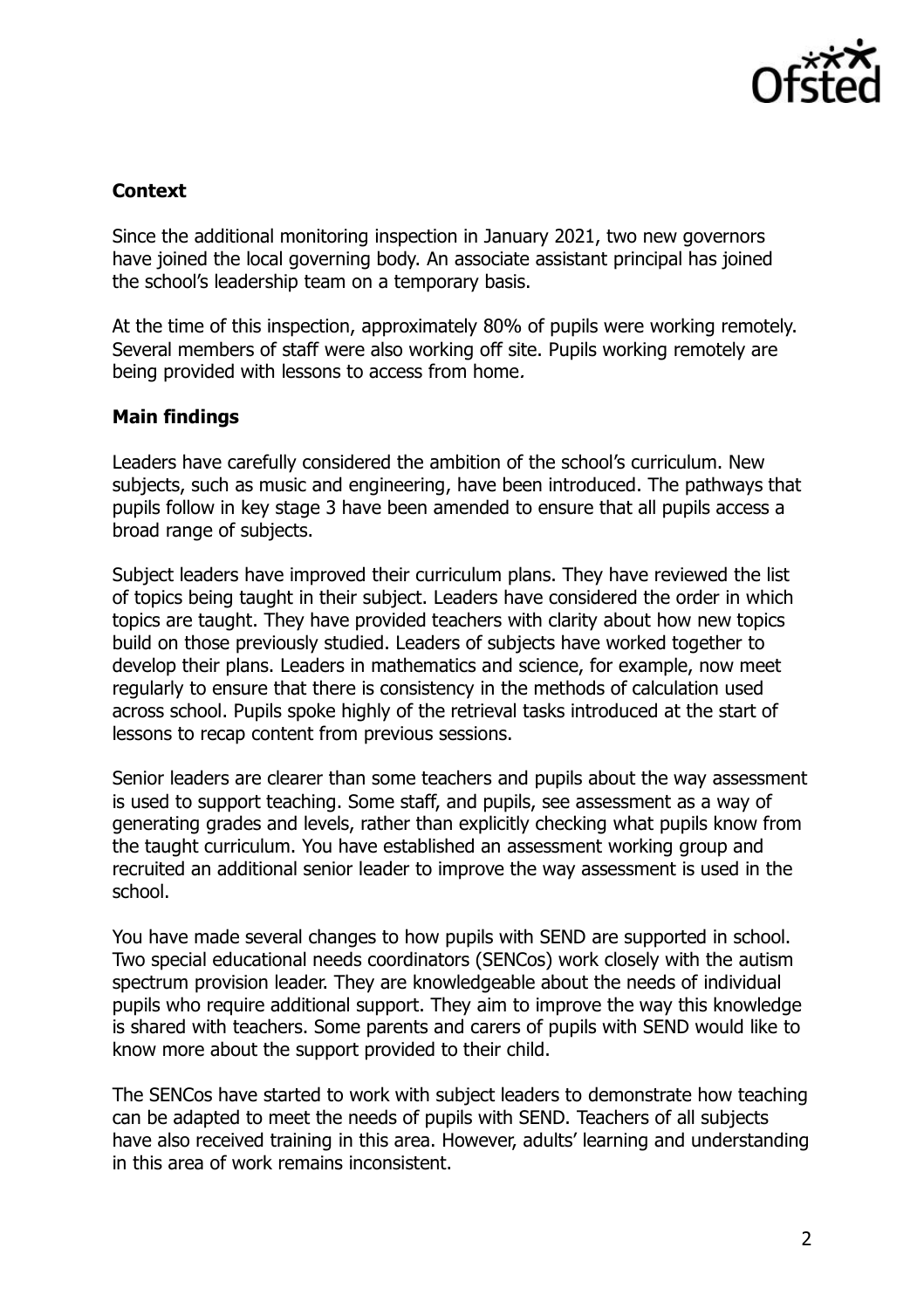**Context**

Since the additional monitoring inspection in January 2021, two new governors have joined the local governing body. An associate assistant principal has joined the school's leadership team on a temporary basis.

At the time of this inspection, approximately 80% of pupils were working remotely. Several members of staff were also working off site. Pupils working remotely are being provided with lessons to access from home.

**Main findings**

Leaders have carefully considered the ambition of the school's curriculum. New subjects, such as music and engineering, have been introduced. The pathways that pupils follow in key stage 3 have been amended to ensure that all pupils access a broad range of subjects.

Subject leaders have improved their curriculum plans. They have reviewed the list of topics being taught in their subject. Leaders have considered the order in which topics are taught. They have provided teachers with clarity about how new topics build on those previously studied. Leaders of subjects have worked together to develop their plans. Leaders in mathematics and science, for example, now meet regularly to ensure that there is consistency in the methods of calculation used across school. Pupils spoke highly of the retrieval tasks introduced at the start of lessons to recap content from previous sessions.

Senior leaders are clearer than some teachers and pupils about the way assessment is used to support teaching. Some staff, and pupils, see assessment as a way of generating grades and levels, rather than explicitly checking what pupils know from the taught curriculum. You have established an assessment working group and recruited an additional senior leader to improve the way assessment is used in the school.

You have made several changes to how pupils with SEND are supported in school. Two special educational needs coordinators (SENCos) work closely with the autism spectrum provision leader. They are knowledgeable about the needs of individual pupils who require additional support. They aim to improve the way this knowledge is shared with teachers. Some parents and carers of pupils with SEND would like to know more about the support provided to their child.

The SENCos have started to work with subject leaders to demonstrate how teaching can be adapted to meet the needs of pupils with SEND. Teachers of all subjects have also received training in this area. However, adults' learning and understanding in this area of work remains inconsistent.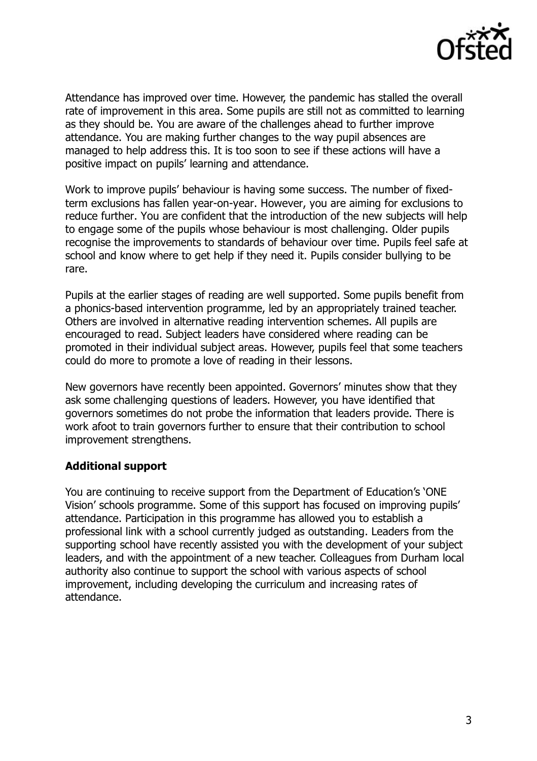Attendance has improved over time. However, the pandemic has stalled the overall rate of improvement in this area. Some pupils are still not as committed to learning as they should be. You are aware of the challenges ahead to further improve attendance. You are making further changes to the way pupil absences are managed to help address this. It is too soon to see if these actions will have a positive impact on pupils' learning and attendance.

Work to improve pupils' behaviour is having some success. The number of fixed-term exclusions has fallen year-on-year. However, you are aiming for exclusions to reduce further. You are confident that the introduction of the new subjects will help to engage some of the pupils whose behaviour is most challenging. Older pupils recognise the improvements to standards of behaviour over time. Pupils feel safe at school and know where to get help if they need it. Pupils consider bullying to be rare.

Pupils at the earlier stages of reading are well supported. Some pupils benefit from a phonics-based intervention programme, led by an appropriately trained teacher. Others are involved in alternative reading intervention schemes. All pupils are encouraged to read. Subject leaders have considered where reading can be promoted in their individual subject areas. However, pupils feel that some teachers could do more to promote a love of reading in their lessons.

New governors have recently been appointed. Governors' minutes show that they ask some challenging questions of leaders. However, you have identified that governors sometimes do not probe the information that leaders provide. There is work afoot to train governors further to ensure that their contribution to school improvement strengthens.

**Additional support**

You are continuing to receive support from the Department of Education's 'ONE Vision' schools programme. Some of this support has focused on improving pupils' attendance. Participation in this programme has allowed you to establish a professional link with a school currently judged as outstanding. Leaders from the supporting school have recently assisted you with the development of your subject leaders, and with the appointment of a new teacher. Colleagues from Durham local authority also continue to support the school with various aspects of school improvement, including developing the curriculum and increasing rates of attendance.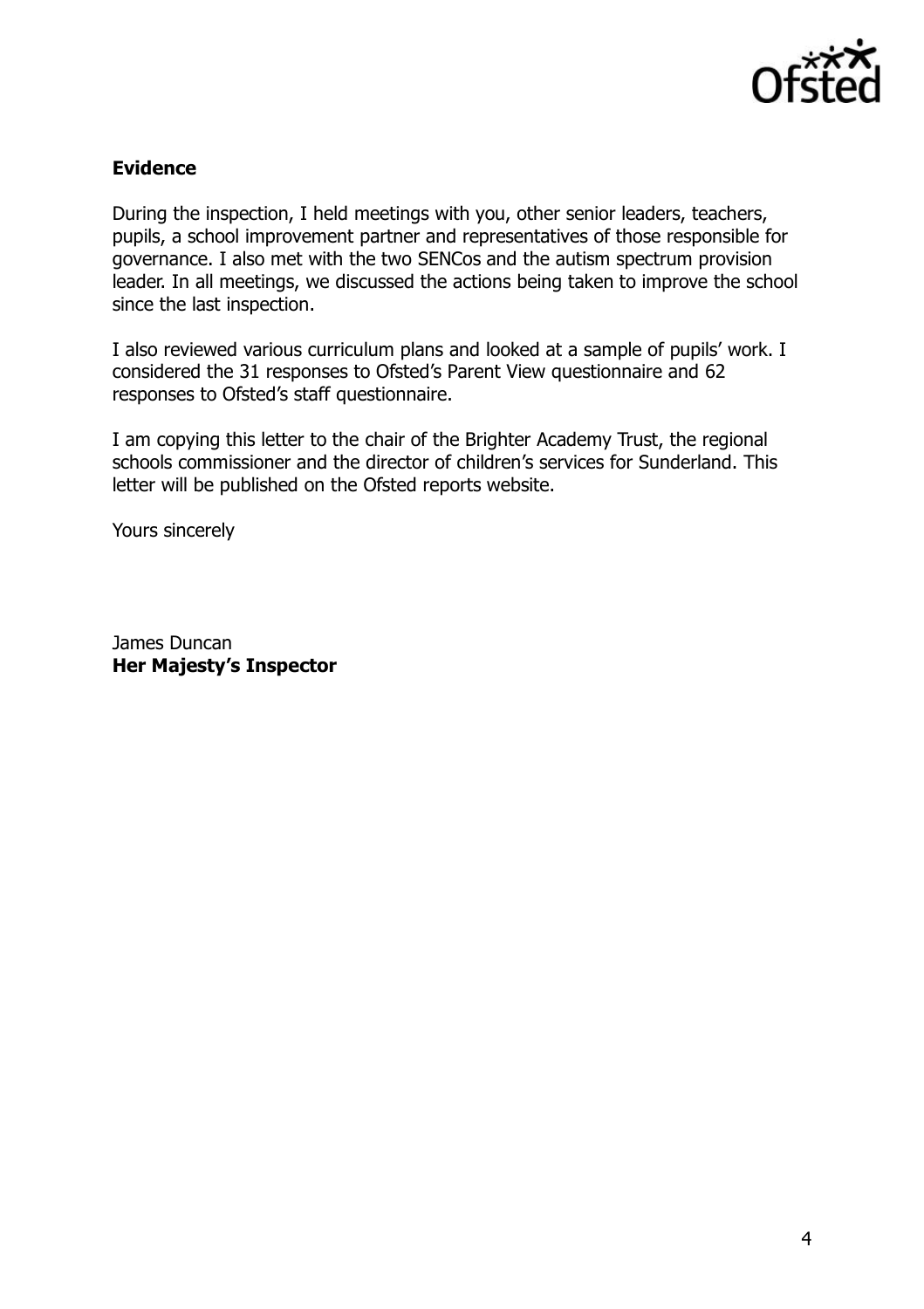**Evidence**

During the inspection, I held meetings with you, other senior leaders, teachers, pupils, a school improvement partner and representatives of those responsible for governance. I also met with the two SENCos and the autism spectrum provision leader. In all meetings, we discussed the actions being taken to improve the school since the last inspection.

I also reviewed various curriculum plans and looked at a sample of pupils' work. I considered the 31 responses to Ofsted's Parent View questionnaire and 62 responses to Ofsted's staff questionnaire.

I am copying this letter to the chair of the Brighter Academy Trust, the regional schools commissioner and the director of children's services for Sunderland. This letter will be published on the Ofsted reports website.

Yours sincerely

James Duncan  
**Her Majesty's Inspector**